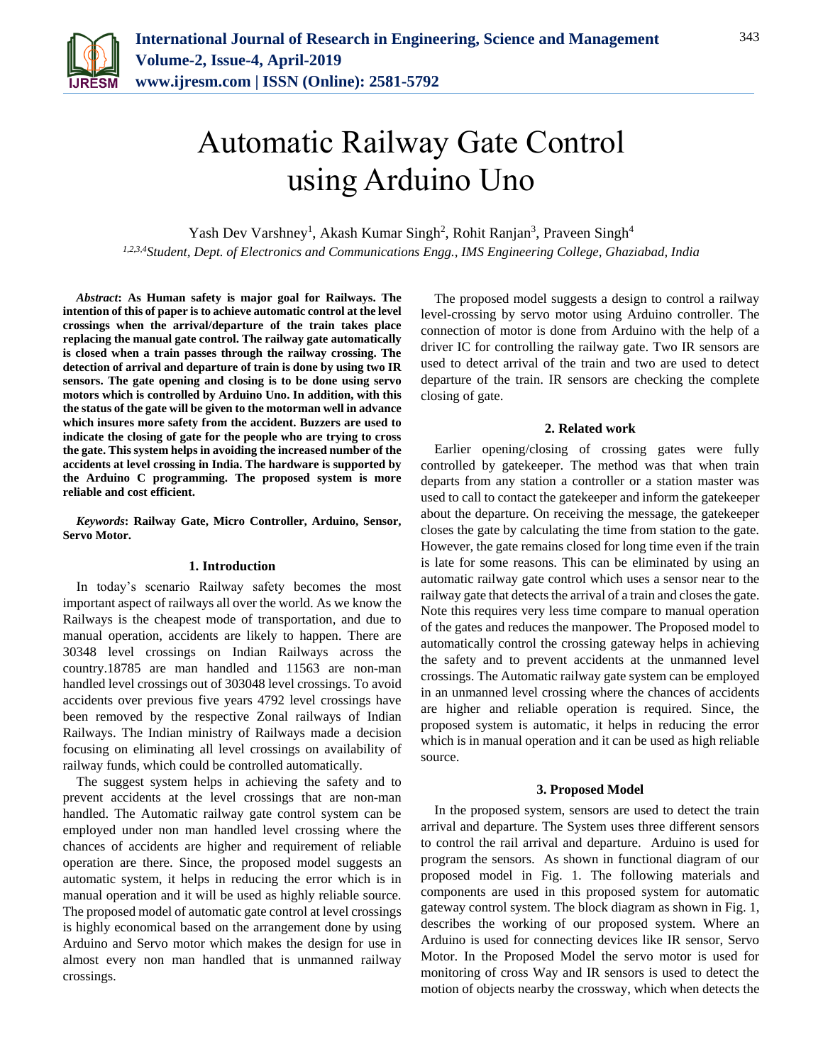# Automatic Railway Gate Control using Arduino Uno

Yash Dev Varshney[1], Akash Kumar Singh[2], Rohit Ranjan[3], Praveen Singh[4]

*[1,2,3,4]Student, Dept. of Electronics and Communications Engg., IMS Engineering College, Ghaziabad, India*

***Abstract*: As Human safety is major goal for Railways. The intention of this of paper is to achieve automatic control at the level crossings when the arrival/departure of the train takes place replacing the manual gate control. The railway gate automatically is closed when a train passes through the railway crossing. The detection of arrival and departure of train is done by using two IR sensors. The gate opening and closing is to be done using servo motors which is controlled by Arduino Uno. In addition, with this the status of the gate will be given to the motorman well in advance which insures more safety from the accident. Buzzers are used to indicate the closing of gate for the people who are trying to cross the gate. This system helps in avoiding the increased number of the accidents at level crossing in India. The hardware is supported by the Arduino C programming. The proposed system is more reliable and cost efficient.**

***Keywords*: Railway Gate, Micro Controller, Arduino, Sensor, Servo Motor.**

## 1. Introduction

In today's scenario Railway safety becomes the most important aspect of railways all over the world. As we know the Railways is the cheapest mode of transportation, and due to manual operation, accidents are likely to happen. There are 30348 level crossings on Indian Railways across the country.18785 are man handled and 11563 are non-man handled level crossings out of 303048 level crossings. To avoid accidents over previous five years 4792 level crossings have been removed by the respective Zonal railways of Indian Railways. The Indian ministry of Railways made a decision focusing on eliminating all level crossings on availability of railway funds, which could be controlled automatically.

The suggest system helps in achieving the safety and to prevent accidents at the level crossings that are non-man handled. The Automatic railway gate control system can be employed under non man handled level crossing where the chances of accidents are higher and requirement of reliable operation are there. Since, the proposed model suggests an automatic system, it helps in reducing the error which is in manual operation and it will be used as highly reliable source. The proposed model of automatic gate control at level crossings is highly economical based on the arrangement done by using Arduino and Servo motor which makes the design for use in almost every non man handled that is unmanned railway crossings.

The proposed model suggests a design to control a railway level-crossing by servo motor using Arduino controller. The connection of motor is done from Arduino with the help of a driver IC for controlling the railway gate. Two IR sensors are used to detect arrival of the train and two are used to detect departure of the train. IR sensors are checking the complete closing of gate.

## 2. Related work

Earlier opening/closing of crossing gates were fully controlled by gatekeeper. The method was that when train departs from any station a controller or a station master was used to call to contact the gatekeeper and inform the gatekeeper about the departure. On receiving the message, the gatekeeper closes the gate by calculating the time from station to the gate. However, the gate remains closed for long time even if the train is late for some reasons. This can be eliminated by using an automatic railway gate control which uses a sensor near to the railway gate that detects the arrival of a train and closes the gate. Note this requires very less time compare to manual operation of the gates and reduces the manpower. The Proposed model to automatically control the crossing gateway helps in achieving the safety and to prevent accidents at the unmanned level crossings. The Automatic railway gate system can be employed in an unmanned level crossing where the chances of accidents are higher and reliable operation is required. Since, the proposed system is automatic, it helps in reducing the error which is in manual operation and it can be used as high reliable source.

## 3. Proposed Model

In the proposed system, sensors are used to detect the train arrival and departure. The System uses three different sensors to control the rail arrival and departure. Arduino is used for program the sensors. As shown in functional diagram of our proposed model in Fig. 1. The following materials and components are used in this proposed system for automatic gateway control system. The block diagram as shown in Fig. 1, describes the working of our proposed system. Where an Arduino is used for connecting devices like IR sensor, Servo Motor. In the Proposed Model the servo motor is used for monitoring of cross Way and IR sensors is used to detect the motion of objects nearby the crossway, which when detects the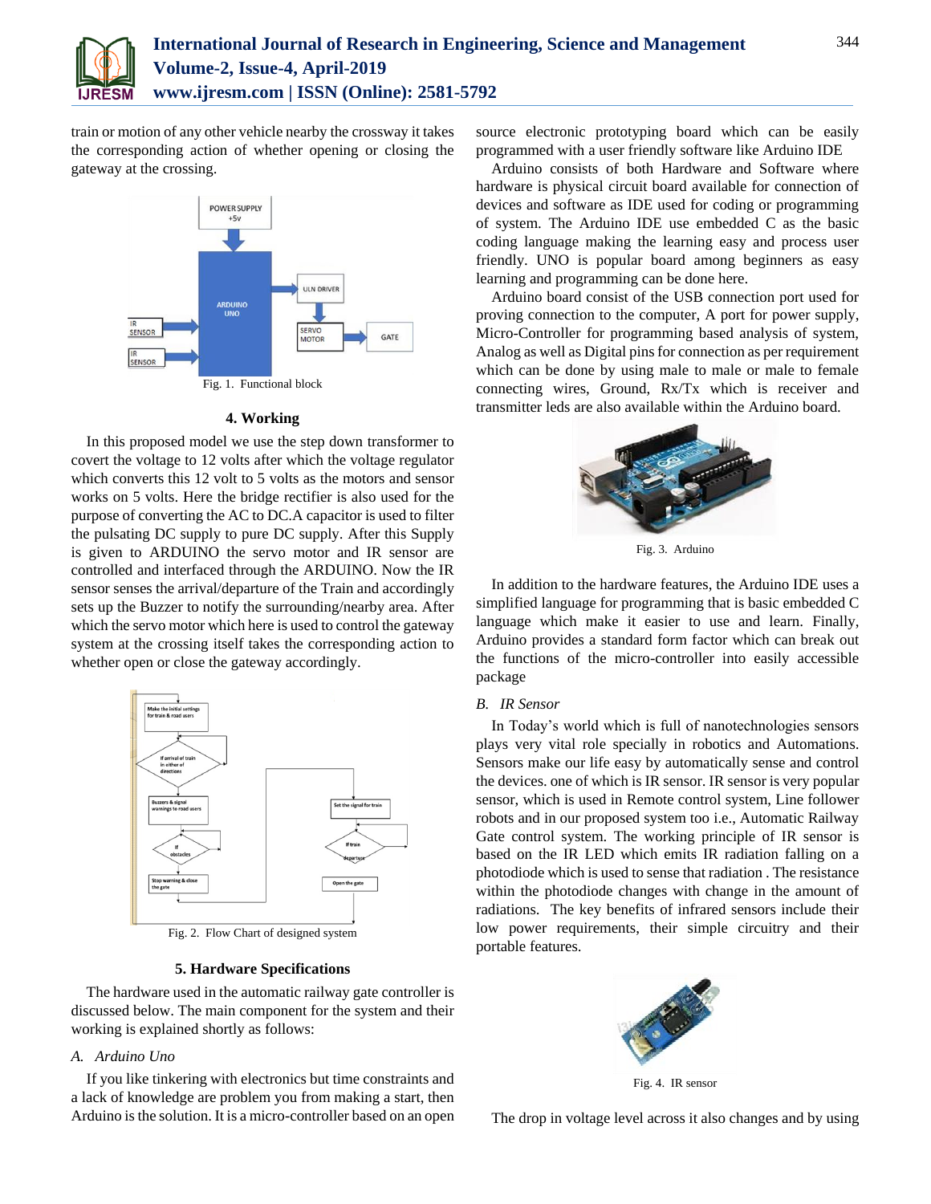train or motion of any other vehicle nearby the crossway it takes the corresponding action of whether opening or closing the gateway at the crossing.

Fig. 1. Functional block

### 4. Working

In this proposed model we use the step down transformer to covert the voltage to 12 volts after which the voltage regulator which converts this 12 volt to 5 volts as the motors and sensor works on 5 volts. Here the bridge rectifier is also used for the purpose of converting the AC to DC.A capacitor is used to filter the pulsating DC supply to pure DC supply. After this Supply is given to ARDUINO the servo motor and IR sensor are controlled and interfaced through the ARDUINO. Now the IR sensor senses the arrival/departure of the Train and accordingly sets up the Buzzer to notify the surrounding/nearby area. After which the servo motor which here is used to control the gateway system at the crossing itself takes the corresponding action to whether open or close the gateway accordingly.

Fig. 2. Flow Chart of designed system

### 5. Hardware Specifications

The hardware used in the automatic railway gate controller is discussed below. The main component for the system and their working is explained shortly as follows:

#### *A. Arduino Uno*

If you like tinkering with electronics but time constraints and a lack of knowledge are problem you from making a start, then Arduino is the solution. It is a micro-controller based on an open source electronic prototyping board which can be easily programmed with a user friendly software like Arduino IDE

Arduino consists of both Hardware and Software where hardware is physical circuit board available for connection of devices and software as IDE used for coding or programming of system. The Arduino IDE use embedded C as the basic coding language making the learning easy and process user friendly. UNO is popular board among beginners as easy learning and programming can be done here.

Arduino board consist of the USB connection port used for proving connection to the computer, A port for power supply, Micro-Controller for programming based analysis of system, Analog as well as Digital pins for connection as per requirement which can be done by using male to male or male to female connecting wires, Ground, Rx/Tx which is receiver and transmitter leds are also available within the Arduino board.

Fig. 3. Arduino

In addition to the hardware features, the Arduino IDE uses a simplified language for programming that is basic embedded C language which make it easier to use and learn. Finally, Arduino provides a standard form factor which can break out the functions of the micro-controller into easily accessible package

#### *B. IR Sensor*

In Today's world which is full of nanotechnologies sensors plays very vital role specially in robotics and Automations. Sensors make our life easy by automatically sense and control the devices. one of which is IR sensor. IR sensor is very popular sensor, which is used in Remote control system, Line follower robots and in our proposed system too i.e., Automatic Railway Gate control system. The working principle of IR sensor is based on the IR LED which emits IR radiation falling on a photodiode which is used to sense that radiation . The resistance within the photodiode changes with change in the amount of radiations. The key benefits of infrared sensors include their low power requirements, their simple circuitry and their portable features.

Fig. 4. IR sensor

The drop in voltage level across it also changes and by using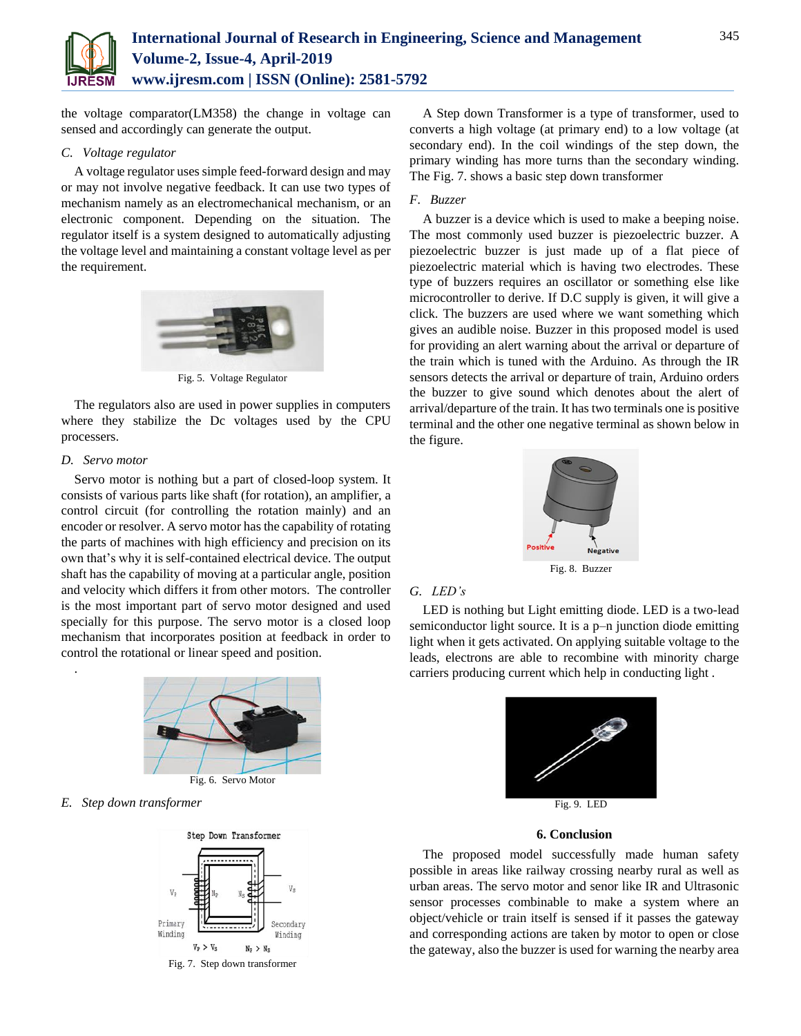the voltage comparator(LM358) the change in voltage can sensed and accordingly can generate the output.

### *C. Voltage regulator*

A voltage regulator uses simple feed-forward design and may or may not involve negative feedback. It can use two types of mechanism namely as an electromechanical mechanism, or an electronic component. Depending on the situation. The regulator itself is a system designed to automatically adjusting the voltage level and maintaining a constant voltage level as per the requirement.

Fig. 5. Voltage Regulator

The regulators also are used in power supplies in computers where they stabilize the Dc voltages used by the CPU processers.

### *D. Servo motor*

Servo motor is nothing but a part of closed-loop system. It consists of various parts like shaft (for rotation), an amplifier, a control circuit (for controlling the rotation mainly) and an encoder or resolver. A servo motor has the capability of rotating the parts of machines with high efficiency and precision on its own that's why it is self-contained electrical device. The output shaft has the capability of moving at a particular angle, position and velocity which differs it from other motors. The controller is the most important part of servo motor designed and used specially for this purpose. The servo motor is a closed loop mechanism that incorporates position at feedback in order to control the rotational or linear speed and position.

Fig. 6. Servo Motor

### *E. Step down transformer*

Fig. 7. Step down transformer

A Step down Transformer is a type of transformer, used to converts a high voltage (at primary end) to a low voltage (at secondary end). In the coil windings of the step down, the primary winding has more turns than the secondary winding. The Fig. 7. shows a basic step down transformer

### *F. Buzzer*

A buzzer is a device which is used to make a beeping noise. The most commonly used buzzer is piezoelectric buzzer. A piezoelectric buzzer is just made up of a flat piece of piezoelectric material which is having two electrodes. These type of buzzers requires an oscillator or something else like microcontroller to derive. If D.C supply is given, it will give a click. The buzzers are used where we want something which gives an audible noise. Buzzer in this proposed model is used for providing an alert warning about the arrival or departure of the train which is tuned with the Arduino. As through the IR sensors detects the arrival or departure of train, Arduino orders the buzzer to give sound which denotes about the alert of arrival/departure of the train. It has two terminals one is positive terminal and the other one negative terminal as shown below in the figure.

Fig. 8. Buzzer

### *G. LED's*

LED is nothing but Light emitting diode. LED is a two-lead semiconductor light source. It is a p–n junction diode emitting light when it gets activated. On applying suitable voltage to the leads, electrons are able to recombine with minority charge carriers producing current which help in conducting light .

Fig. 9. LED

## 6. Conclusion

The proposed model successfully made human safety possible in areas like railway crossing nearby rural as well as urban areas. The servo motor and senor like IR and Ultrasonic sensor processes combinable to make a system where an object/vehicle or train itself is sensed if it passes the gateway and corresponding actions are taken by motor to open or close the gateway, also the buzzer is used for warning the nearby area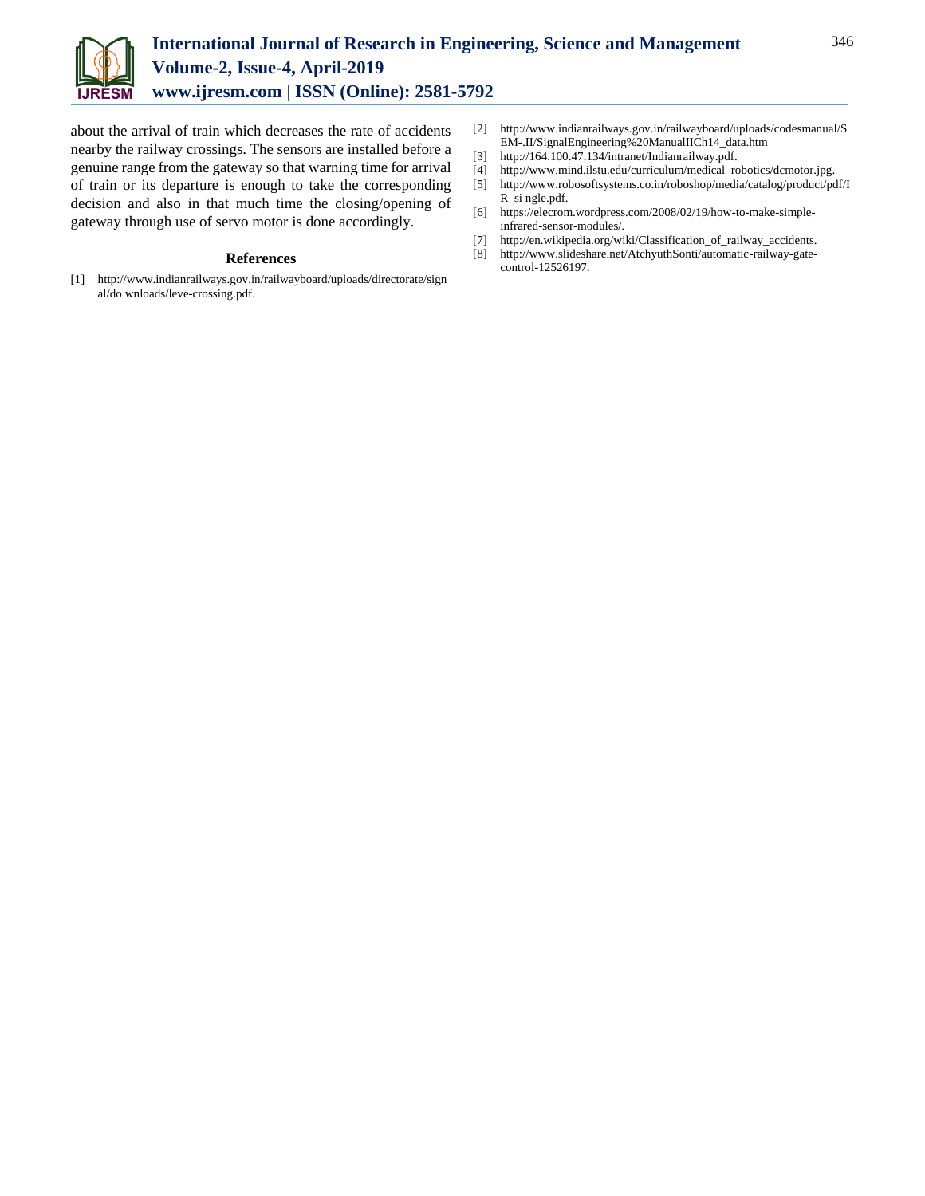about the arrival of train which decreases the rate of accidents nearby the railway crossings. The sensors are installed before a genuine range from the gateway so that warning time for arrival of train or its departure is enough to take the corresponding decision and also in that much time the closing/opening of gateway through use of servo motor is done accordingly.

## References

[1] http://www.indianrailways.gov.in/railwayboard/uploads/directorate/signal/do wnloads/leve-crossing.pdf.

[2] http://www.indianrailways.gov.in/railwayboard/uploads/codesmanual/SEM-.II/SignalEngineering%20ManualIICh14_data.htm

[3] http://164.100.47.134/intranet/Indianrailway.pdf.

[4] http://www.mind.ilstu.edu/curriculum/medical_robotics/dcmotor.jpg.

[5] http://www.robosoftsystems.co.in/roboshop/media/catalog/product/pdf/IR_si ngle.pdf.

[6] https://elecrom.wordpress.com/2008/02/19/how-to-make-simple-infrared-sensor-modules/.

[7] http://en.wikipedia.org/wiki/Classification_of_railway_accidents.

[8] http://www.slideshare.net/AtchyuthSonti/automatic-railway-gate-control-12526197.